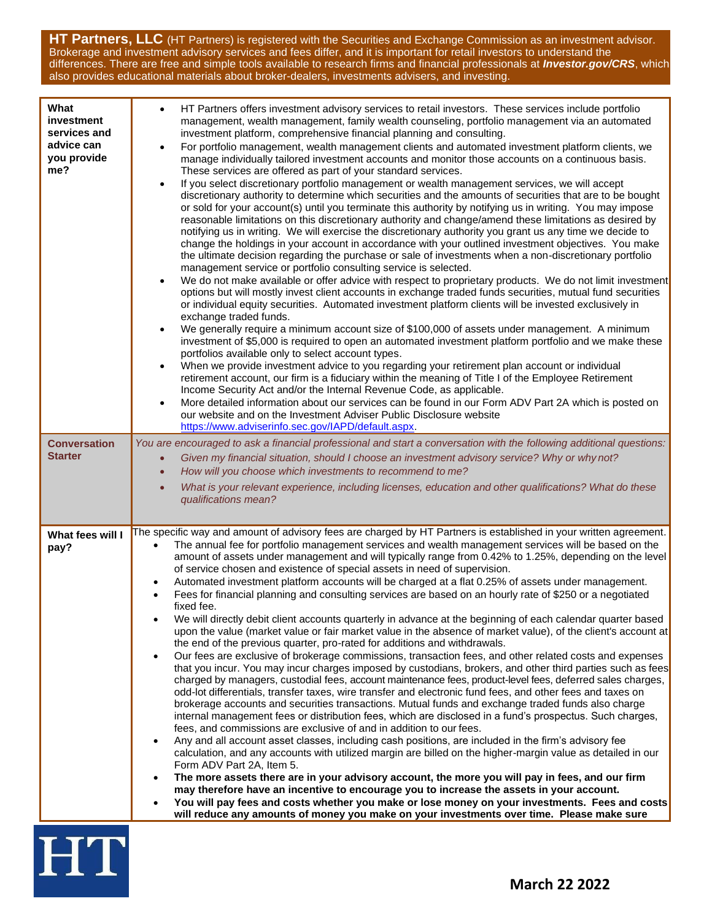**HT Partners, LLC** (HT Partners) is registered with the Securities and Exchange Commission as an investment advisor. Brokerage and investment advisory services and fees differ, and it is important for retail investors to understand the differences. There are free and simple tools available to research firms and financial professionals at ***Investor.gov/CRS***, which also provides educational materials about broker-dealers, investments advisers, and investing.

| | |
|---|---|
| **What investment services and advice can you provide me?** | • HT Partners offers investment advisory services to retail investors. These services include portfolio management, wealth management, family wealth counseling, portfolio management via an automated investment platform, comprehensive financial planning and consulting.<br>• For portfolio management, wealth management clients and automated investment platform clients, we manage individually tailored investment accounts and monitor those accounts on a continuous basis. These services are offered as part of your standard services.<br>• If you select discretionary portfolio management or wealth management services, we will accept discretionary authority to determine which securities and the amounts of securities that are to be bought or sold for your account(s) until you terminate this authority by notifying us in writing. You may impose reasonable limitations on this discretionary authority and change/amend these limitations as desired by notifying us in writing. We will exercise the discretionary authority you grant us any time we decide to change the holdings in your account in accordance with your outlined investment objectives. You make the ultimate decision regarding the purchase or sale of investments when a non-discretionary portfolio management service or portfolio consulting service is selected.<br>• We do not make available or offer advice with respect to proprietary products. We do not limit investment options but will mostly invest client accounts in exchange traded funds securities, mutual fund securities or individual equity securities. Automated investment platform clients will be invested exclusively in exchange traded funds.<br>• We generally require a minimum account size of $100,000 of assets under management. A minimum investment of $5,000 is required to open an automated investment platform portfolio and we make these portfolios available only to select account types.<br>• When we provide investment advice to you regarding your retirement plan account or individual retirement account, our firm is a fiduciary within the meaning of Title I of the Employee Retirement Income Security Act and/or the Internal Revenue Code, as applicable.<br>• More detailed information about our services can be found in our Form ADV Part 2A which is posted on our website and on the Investment Adviser Public Disclosure website https://www.adviserinfo.sec.gov/IAPD/default.aspx. |
| **Conversation Starter** | *You are encouraged to ask a financial professional and start a conversation with the following additional questions:*<br>• *Given my financial situation, should I choose an investment advisory service? Why or why not?*<br>• *How will you choose which investments to recommend to me?*<br>• *What is your relevant experience, including licenses, education and other qualifications? What do these qualifications mean?* |
| **What fees will I pay?** | The specific way and amount of advisory fees are charged by HT Partners is established in your written agreement.<br>• The annual fee for portfolio management services and wealth management services will be based on the amount of assets under management and will typically range from 0.42% to 1.25%, depending on the level of service chosen and existence of special assets in need of supervision.<br>• Automated investment platform accounts will be charged at a flat 0.25% of assets under management.<br>• Fees for financial planning and consulting services are based on an hourly rate of $250 or a negotiated fixed fee.<br>• We will directly debit client accounts quarterly in advance at the beginning of each calendar quarter based upon the value (market value or fair market value in the absence of market value), of the client's account at the end of the previous quarter, pro-rated for additions and withdrawals.<br>• Our fees are exclusive of brokerage commissions, transaction fees, and other related costs and expenses that you incur. You may incur charges imposed by custodians, brokers, and other third parties such as fees charged by managers, custodial fees, account maintenance fees, product-level fees, deferred sales charges, odd-lot differentials, transfer taxes, wire transfer and electronic fund fees, and other fees and taxes on brokerage accounts and securities transactions. Mutual funds and exchange traded funds also charge internal management fees or distribution fees, which are disclosed in a fund's prospectus. Such charges, fees, and commissions are exclusive of and in addition to our fees.<br>• Any and all account asset classes, including cash positions, are included in the firm's advisory fee calculation, and any accounts with utilized margin are billed on the higher-margin value as detailed in our Form ADV Part 2A, Item 5.<br>• **The more assets there are in your advisory account, the more you will pay in fees, and our firm may therefore have an incentive to encourage you to increase the assets in your account.**<br>• **You will pay fees and costs whether you make or lose money on your investments. Fees and costs will reduce any amounts of money you make on your investments over time. Please make sure** |

**March 22 2022**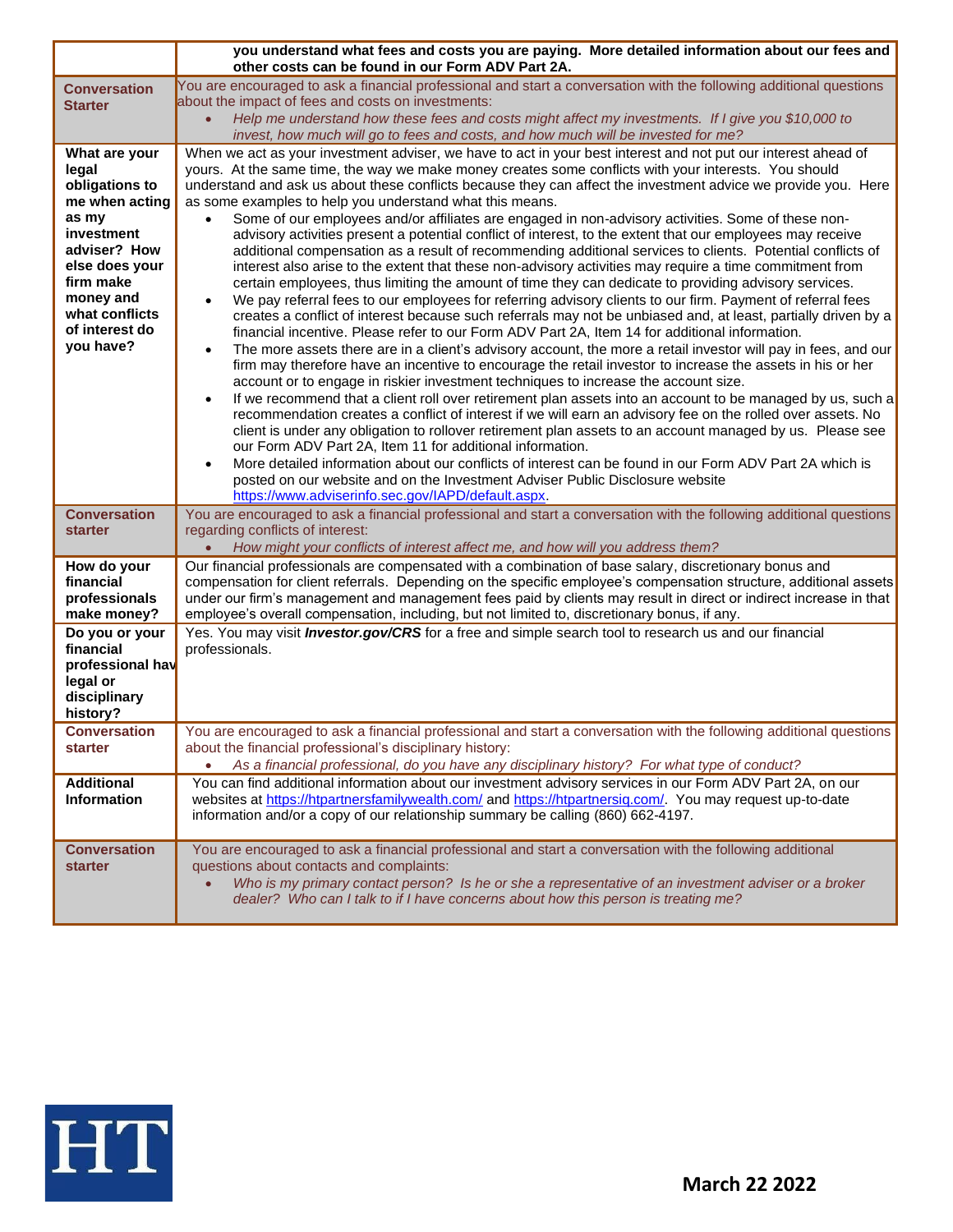| | |
|---|---|
| | **you understand what fees and costs you are paying. More detailed information about our fees and other costs can be found in our Form ADV Part 2A.** |
| **Conversation Starter** | You are encouraged to ask a financial professional and start a conversation with the following additional questions about the impact of fees and costs on investments:<br>• *Help me understand how these fees and costs might affect my investments. If I give you $10,000 to invest, how much will go to fees and costs, and how much will be invested for me?* |
| **What are your legal obligations to me when acting as my investment adviser? How else does your firm make money and what conflicts of interest do you have?** | When we act as your investment adviser, we have to act in your best interest and not put our interest ahead of yours. At the same time, the way we make money creates some conflicts with your interests. You should understand and ask us about these conflicts because they can affect the investment advice we provide you. Here as some examples to help you understand what this means.<br>• Some of our employees and/or affiliates are engaged in non-advisory activities. Some of these non-advisory activities present a potential conflict of interest, to the extent that our employees may receive additional compensation as a result of recommending additional services to clients. Potential conflicts of interest also arise to the extent that these non-advisory activities may require a time commitment from certain employees, thus limiting the amount of time they can dedicate to providing advisory services.<br>• We pay referral fees to our employees for referring advisory clients to our firm. Payment of referral fees creates a conflict of interest because such referrals may not be unbiased and, at least, partially driven by a financial incentive. Please refer to our Form ADV Part 2A, Item 14 for additional information.<br>• The more assets there are in a client's advisory account, the more a retail investor will pay in fees, and our firm may therefore have an incentive to encourage the retail investor to increase the assets in his or her account or to engage in riskier investment techniques to increase the account size.<br>• If we recommend that a client roll over retirement plan assets into an account to be managed by us, such a recommendation creates a conflict of interest if we will earn an advisory fee on the rolled over assets. No client is under any obligation to rollover retirement plan assets to an account managed by us. Please see our Form ADV Part 2A, Item 11 for additional information.<br>• More detailed information about our conflicts of interest can be found in our Form ADV Part 2A which is posted on our website and on the Investment Adviser Public Disclosure website https://www.adviserinfo.sec.gov/IAPD/default.aspx. |
| **Conversation starter** | You are encouraged to ask a financial professional and start a conversation with the following additional questions regarding conflicts of interest:<br>• *How might your conflicts of interest affect me, and how will you address them?* |
| **How do your financial professionals make money?** | Our financial professionals are compensated with a combination of base salary, discretionary bonus and compensation for client referrals. Depending on the specific employee's compensation structure, additional assets under our firm's management and management fees paid by clients may result in direct or indirect increase in that employee's overall compensation, including, but not limited to, discretionary bonus, if any. |
| **Do you or your financial professional have legal or disciplinary history?** | Yes. You may visit ***Investor.gov/CRS*** for a free and simple search tool to research us and our financial professionals. |
| **Conversation starter** | You are encouraged to ask a financial professional and start a conversation with the following additional questions about the financial professional's disciplinary history:<br>• *As a financial professional, do you have any disciplinary history? For what type of conduct?* |
| **Additional Information** | You can find additional information about our investment advisory services in our Form ADV Part 2A, on our websites at https://htpartnersfamilywealth.com/ and https://htpartnersiq.com/. You may request up-to-date information and/or a copy of our relationship summary be calling (860) 662-4197. |
| **Conversation starter** | You are encouraged to ask a financial professional and start a conversation with the following additional questions about contacts and complaints:<br>• *Who is my primary contact person? Is he or she a representative of an investment adviser or a broker dealer? Who can I talk to if I have concerns about how this person is treating me?* |

HT

**March 22 2022**